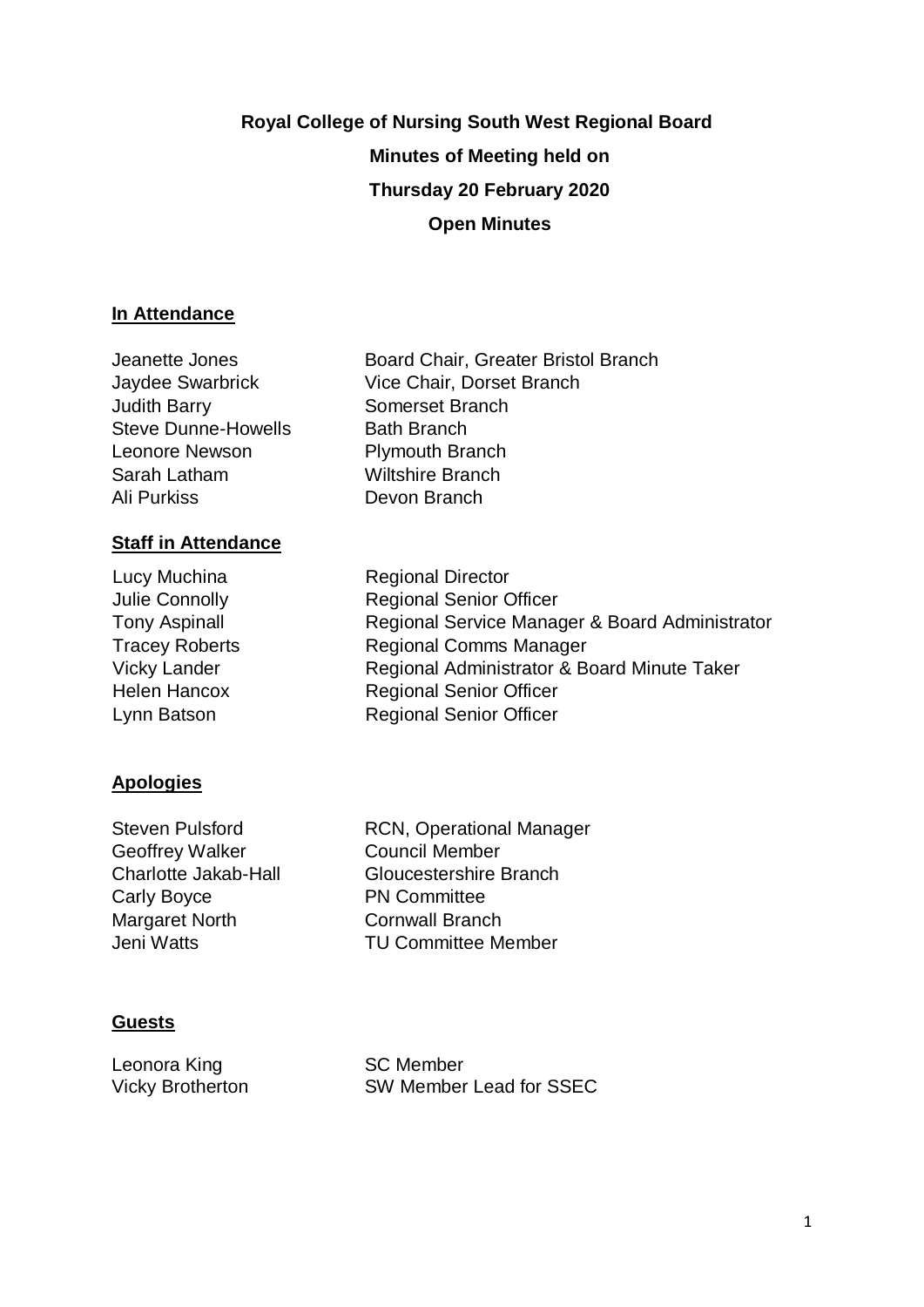# Royal College of Nursing South West Regional Board

**Minutes of Meeting held on**

**Thursday 20 February 2020**

**Open Minutes**

## In Attendance

| | |
|---|---|
| Jeanette Jones | Board Chair, Greater Bristol Branch |
| Jaydee Swarbrick | Vice Chair, Dorset Branch |
| Judith Barry | Somerset Branch |
| Steve Dunne-Howells | Bath Branch |
| Leonore Newson | Plymouth Branch |
| Sarah Latham | Wiltshire Branch |
| Ali Purkiss | Devon Branch |

## Staff in Attendance

| | |
|---|---|
| Lucy Muchina | Regional Director |
| Julie Connolly | Regional Senior Officer |
| Tony Aspinall | Regional Service Manager & Board Administrator |
| Tracey Roberts | Regional Comms Manager |
| Vicky Lander | Regional Administrator & Board Minute Taker |
| Helen Hancox | Regional Senior Officer |
| Lynn Batson | Regional Senior Officer |

## Apologies

| | |
|---|---|
| Steven Pulsford | RCN, Operational Manager |
| Geoffrey Walker | Council Member |
| Charlotte Jakab-Hall | Gloucestershire Branch |
| Carly Boyce | PN Committee |
| Margaret North | Cornwall Branch |
| Jeni Watts | TU Committee Member |

## Guests

| | |
|---|---|
| Leonora King | SC Member |
| Vicky Brotherton | SW Member Lead for SSEC |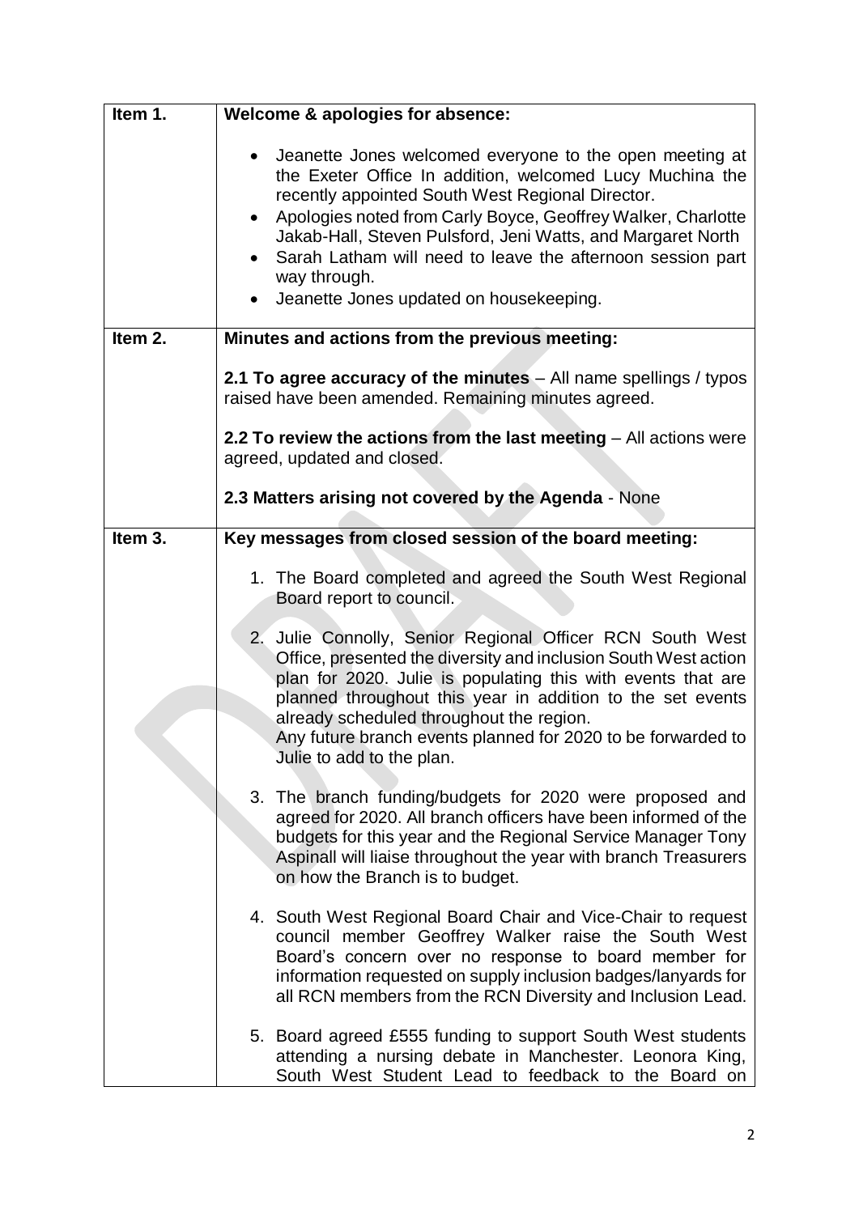| Item | Content |
|---|---|
| **Item 1.** | **Welcome & apologies for absence:**<br><br>• Jeanette Jones welcomed everyone to the open meeting at the Exeter Office In addition, welcomed Lucy Muchina the recently appointed South West Regional Director.<br>• Apologies noted from Carly Boyce, Geoffrey Walker, Charlotte Jakab-Hall, Steven Pulsford, Jeni Watts, and Margaret North<br>• Sarah Latham will need to leave the afternoon session part way through.<br>• Jeanette Jones updated on housekeeping. |
| **Item 2.** | **Minutes and actions from the previous meeting:**<br><br>**2.1 To agree accuracy of the minutes** – All name spellings / typos raised have been amended. Remaining minutes agreed.<br><br>**2.2 To review the actions from the last meeting** – All actions were agreed, updated and closed.<br><br>**2.3 Matters arising not covered by the Agenda** - None |
| **Item 3.** | **Key messages from closed session of the board meeting:**<br><br>1. The Board completed and agreed the South West Regional Board report to council.<br><br>2. Julie Connolly, Senior Regional Officer RCN South West Office, presented the diversity and inclusion South West action plan for 2020. Julie is populating this with events that are planned throughout this year in addition to the set events already scheduled throughout the region.<br>Any future branch events planned for 2020 to be forwarded to Julie to add to the plan.<br><br>3. The branch funding/budgets for 2020 were proposed and agreed for 2020. All branch officers have been informed of the budgets for this year and the Regional Service Manager Tony Aspinall will liaise throughout the year with branch Treasurers on how the Branch is to budget.<br><br>4. South West Regional Board Chair and Vice-Chair to request council member Geoffrey Walker raise the South West Board's concern over no response to board member for information requested on supply inclusion badges/lanyards for all RCN members from the RCN Diversity and Inclusion Lead.<br><br>5. Board agreed £555 funding to support South West students attending a nursing debate in Manchester. Leonora King, South West Student Lead to feedback to the Board on |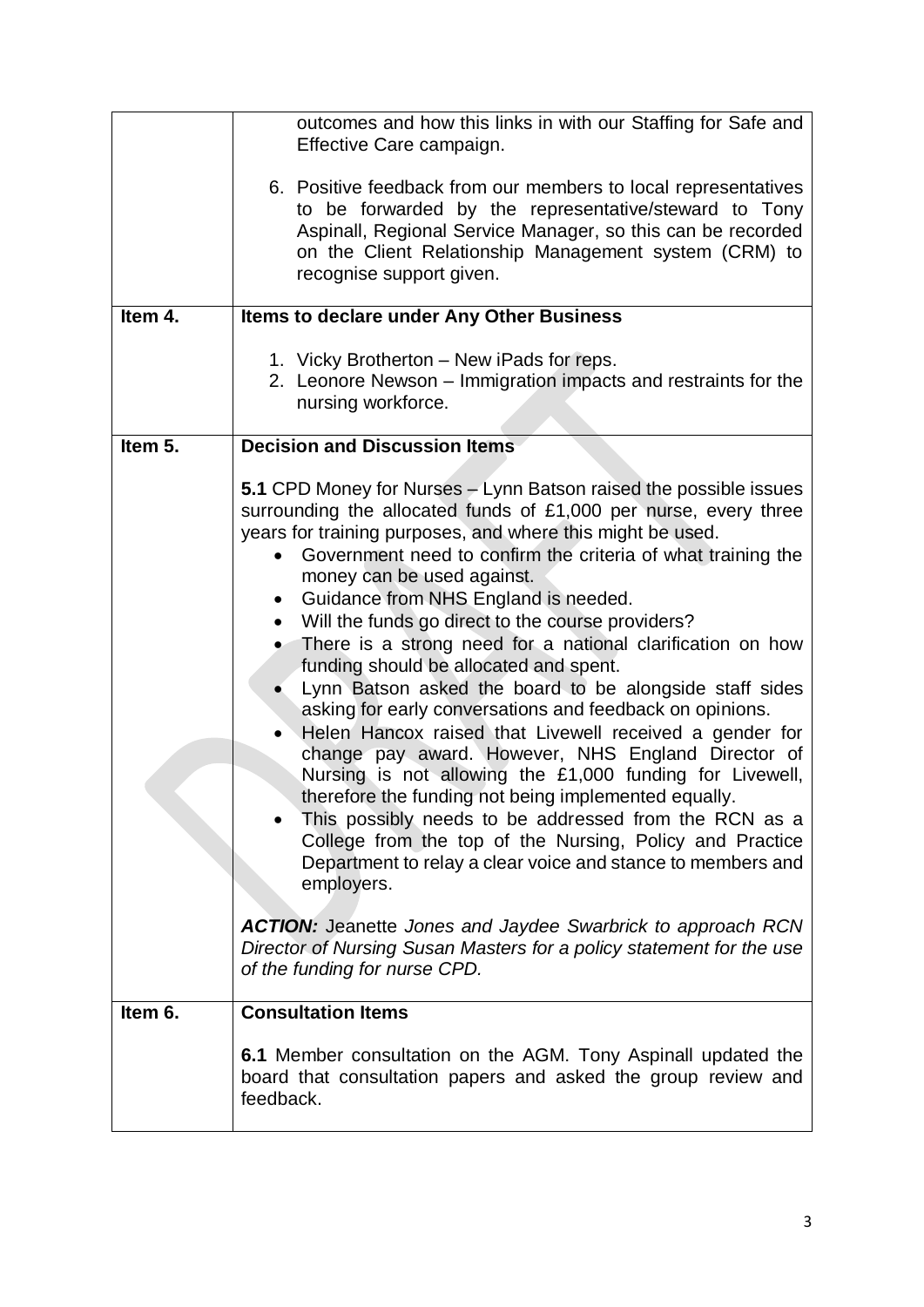| | |
|---|---|
| | outcomes and how this links in with our Staffing for Safe and Effective Care campaign.<br><br>6. Positive feedback from our members to local representatives to be forwarded by the representative/steward to Tony Aspinall, Regional Service Manager, so this can be recorded on the Client Relationship Management system (CRM) to recognise support given. |
| **Item 4.** | **Items to declare under Any Other Business**<br><br>1. Vicky Brotherton – New iPads for reps.<br>2. Leonore Newson – Immigration impacts and restraints for the nursing workforce. |
| **Item 5.** | **Decision and Discussion Items**<br><br>**5.1** CPD Money for Nurses – Lynn Batson raised the possible issues surrounding the allocated funds of £1,000 per nurse, every three years for training purposes, and where this might be used.<br>• Government need to confirm the criteria of what training the money can be used against.<br>• Guidance from NHS England is needed.<br>• Will the funds go direct to the course providers?<br>• There is a strong need for a national clarification on how funding should be allocated and spent.<br>• Lynn Batson asked the board to be alongside staff sides asking for early conversations and feedback on opinions.<br>• Helen Hancox raised that Livewell received a gender for change pay award. However, NHS England Director of Nursing is not allowing the £1,000 funding for Livewell, therefore the funding not being implemented equally.<br>• This possibly needs to be addressed from the RCN as a College from the top of the Nursing, Policy and Practice Department to relay a clear voice and stance to members and employers.<br><br>***ACTION:*** Jeanette *Jones and Jaydee Swarbrick to approach RCN Director of Nursing Susan Masters for a policy statement for the use of the funding for nurse CPD.* |
| **Item 6.** | **Consultation Items**<br><br>**6.1** Member consultation on the AGM. Tony Aspinall updated the board that consultation papers and asked the group review and feedback. |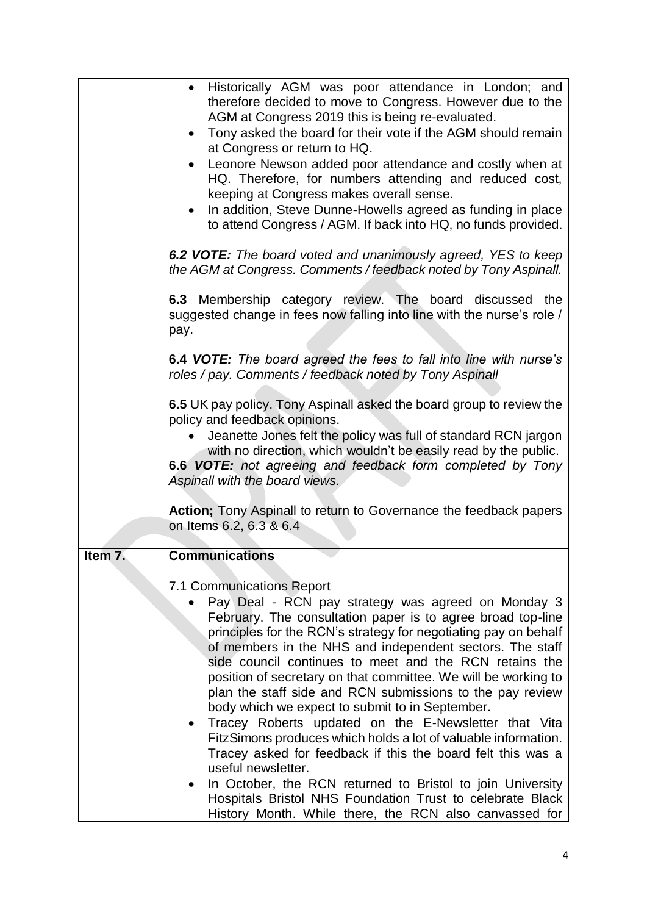| | |
|---|---|
| | • Historically AGM was poor attendance in London; and therefore decided to move to Congress. However due to the AGM at Congress 2019 this is being re-evaluated.<br>• Tony asked the board for their vote if the AGM should remain at Congress or return to HQ.<br>• Leonore Newson added poor attendance and costly when at HQ. Therefore, for numbers attending and reduced cost, keeping at Congress makes overall sense.<br>• In addition, Steve Dunne-Howells agreed as funding in place to attend Congress / AGM. If back into HQ, no funds provided.<br><br>***6.2 VOTE:*** *The board voted and unanimously agreed, YES to keep the AGM at Congress. Comments / feedback noted by Tony Aspinall.*<br><br>**6.3** Membership category review. The board discussed the suggested change in fees now falling into line with the nurse's role / pay.<br><br>**6.4** ***VOTE:*** *The board agreed the fees to fall into line with nurse's roles / pay. Comments / feedback noted by Tony Aspinall*<br><br>**6.5** UK pay policy. Tony Aspinall asked the board group to review the policy and feedback opinions.<br>• Jeanette Jones felt the policy was full of standard RCN jargon with no direction, which wouldn't be easily read by the public.<br>**6.6** ***VOTE:*** *not agreeing and feedback form completed by Tony Aspinall with the board views.*<br><br>**Action;** Tony Aspinall to return to Governance the feedback papers on Items 6.2, 6.3 & 6.4 |
| **Item 7.** | **Communications**<br><br>7.1 Communications Report<br>• Pay Deal - RCN pay strategy was agreed on Monday 3 February. The consultation paper is to agree broad top-line principles for the RCN's strategy for negotiating pay on behalf of members in the NHS and independent sectors. The staff side council continues to meet and the RCN retains the position of secretary on that committee. We will be working to plan the staff side and RCN submissions to the pay review body which we expect to submit to in September.<br>• Tracey Roberts updated on the E-Newsletter that Vita FitzSimons produces which holds a lot of valuable information. Tracey asked for feedback if this the board felt this was a useful newsletter.<br>• In October, the RCN returned to Bristol to join University Hospitals Bristol NHS Foundation Trust to celebrate Black History Month. While there, the RCN also canvassed for |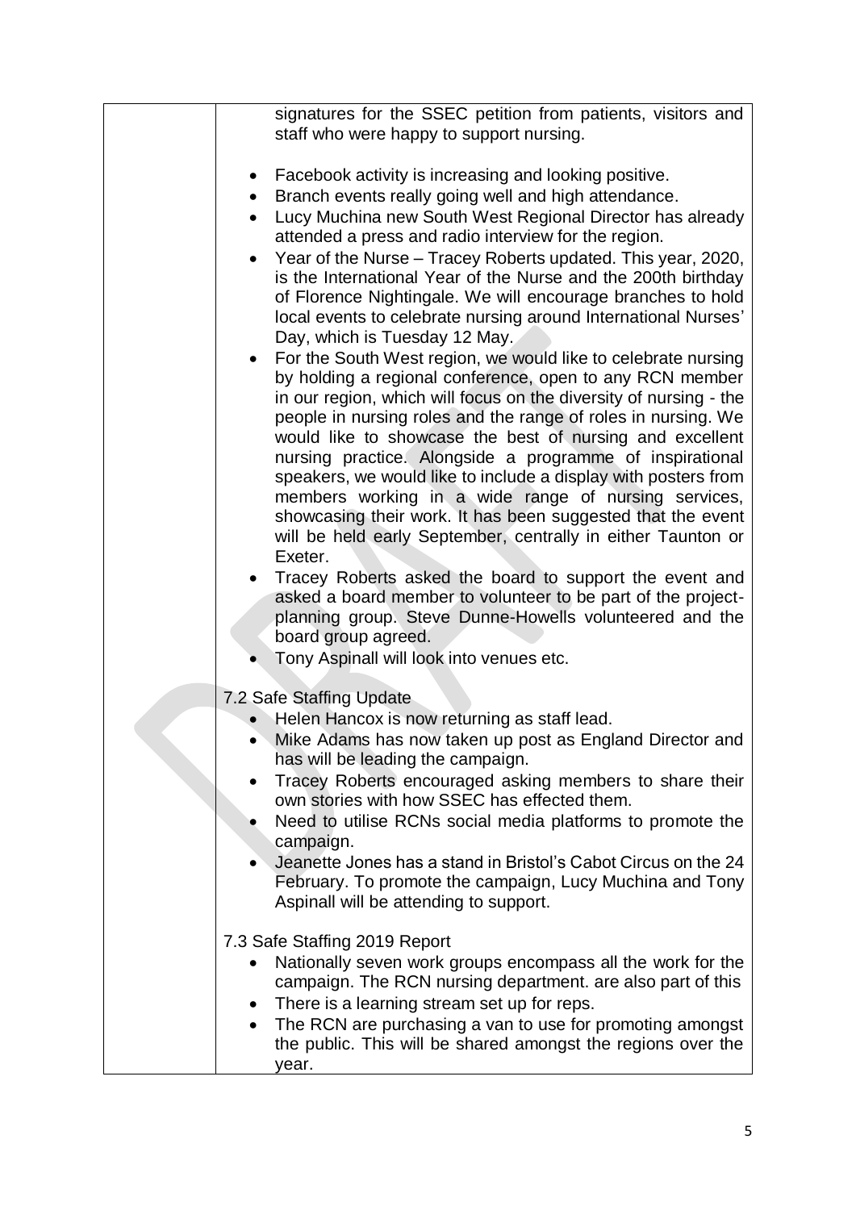| | signatures for the SSEC petition from patients, visitors and staff who were happy to support nursing.<br><br>• Facebook activity is increasing and looking positive.<br>• Branch events really going well and high attendance.<br>• Lucy Muchina new South West Regional Director has already attended a press and radio interview for the region.<br>• Year of the Nurse – Tracey Roberts updated. This year, 2020, is the International Year of the Nurse and the 200th birthday of Florence Nightingale. We will encourage branches to hold local events to celebrate nursing around International Nurses' Day, which is Tuesday 12 May.<br>• For the South West region, we would like to celebrate nursing by holding a regional conference, open to any RCN member in our region, which will focus on the diversity of nursing - the people in nursing roles and the range of roles in nursing. We would like to showcase the best of nursing and excellent nursing practice. Alongside a programme of inspirational speakers, we would like to include a display with posters from members working in a wide range of nursing services, showcasing their work. It has been suggested that the event will be held early September, centrally in either Taunton or Exeter.<br>• Tracey Roberts asked the board to support the event and asked a board member to volunteer to be part of the project-planning group. Steve Dunne-Howells volunteered and the board group agreed.<br>• Tony Aspinall will look into venues etc.<br><br>7.2 Safe Staffing Update<br>• Helen Hancox is now returning as staff lead.<br>• Mike Adams has now taken up post as England Director and has will be leading the campaign.<br>• Tracey Roberts encouraged asking members to share their own stories with how SSEC has effected them.<br>• Need to utilise RCNs social media platforms to promote the campaign.<br>• Jeanette Jones has a stand in Bristol's Cabot Circus on the 24 February. To promote the campaign, Lucy Muchina and Tony Aspinall will be attending to support.<br><br>7.3 Safe Staffing 2019 Report<br>• Nationally seven work groups encompass all the work for the campaign. The RCN nursing department. are also part of this<br>• There is a learning stream set up for reps.<br>• The RCN are purchasing a van to use for promoting amongst the public. This will be shared amongst the regions over the year. |
|---|---|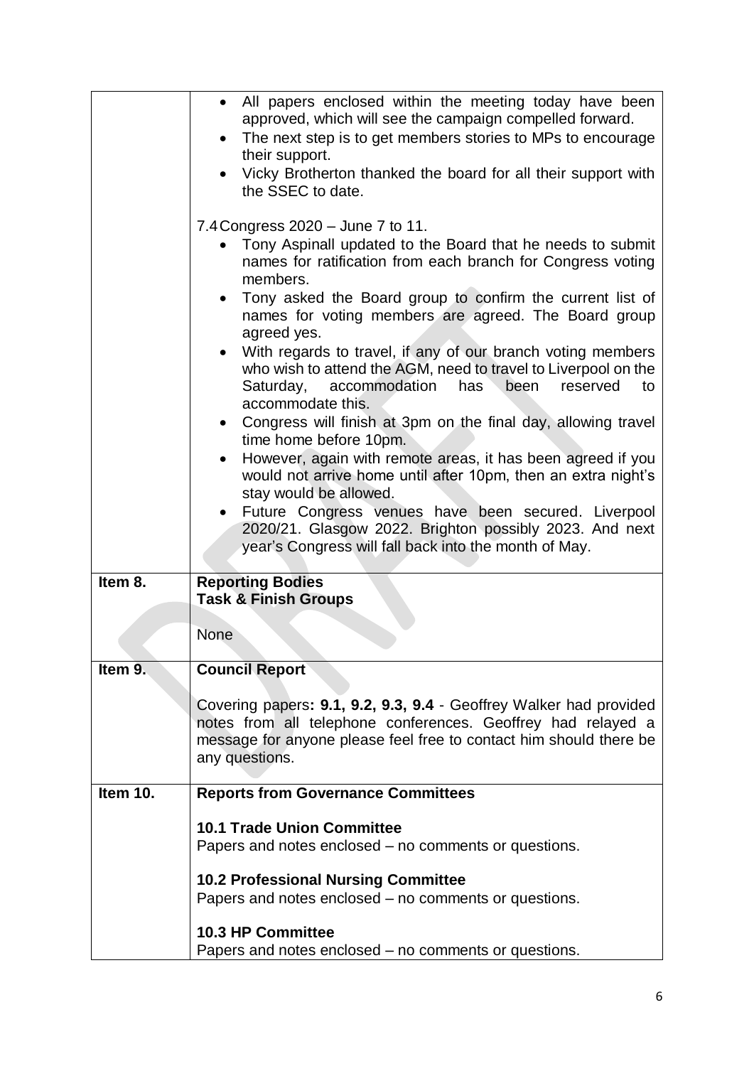| | |
|---|---|
| | • All papers enclosed within the meeting today have been approved, which will see the campaign compelled forward.<br>• The next step is to get members stories to MPs to encourage their support.<br>• Vicky Brotherton thanked the board for all their support with the SSEC to date.<br><br>7.4 Congress 2020 – June 7 to 11.<br>• Tony Aspinall updated to the Board that he needs to submit names for ratification from each branch for Congress voting members.<br>• Tony asked the Board group to confirm the current list of names for voting members are agreed. The Board group agreed yes.<br>• With regards to travel, if any of our branch voting members who wish to attend the AGM, need to travel to Liverpool on the Saturday, accommodation has been reserved to accommodate this.<br>• Congress will finish at 3pm on the final day, allowing travel time home before 10pm.<br>• However, again with remote areas, it has been agreed if you would not arrive home until after 10pm, then an extra night's stay would be allowed.<br>• Future Congress venues have been secured. Liverpool 2020/21. Glasgow 2022. Brighton possibly 2023. And next year's Congress will fall back into the month of May. |
| **Item 8.** | **Reporting Bodies**<br>**Task & Finish Groups**<br><br>None |
| **Item 9.** | **Council Report**<br><br>Covering papers**: 9.1, 9.2, 9.3, 9.4** - Geoffrey Walker had provided notes from all telephone conferences. Geoffrey had relayed a message for anyone please feel free to contact him should there be any questions. |
| **Item 10.** | **Reports from Governance Committees**<br><br>**10.1 Trade Union Committee**<br>Papers and notes enclosed – no comments or questions.<br><br>**10.2 Professional Nursing Committee**<br>Papers and notes enclosed – no comments or questions.<br><br>**10.3 HP Committee**<br>Papers and notes enclosed – no comments or questions. |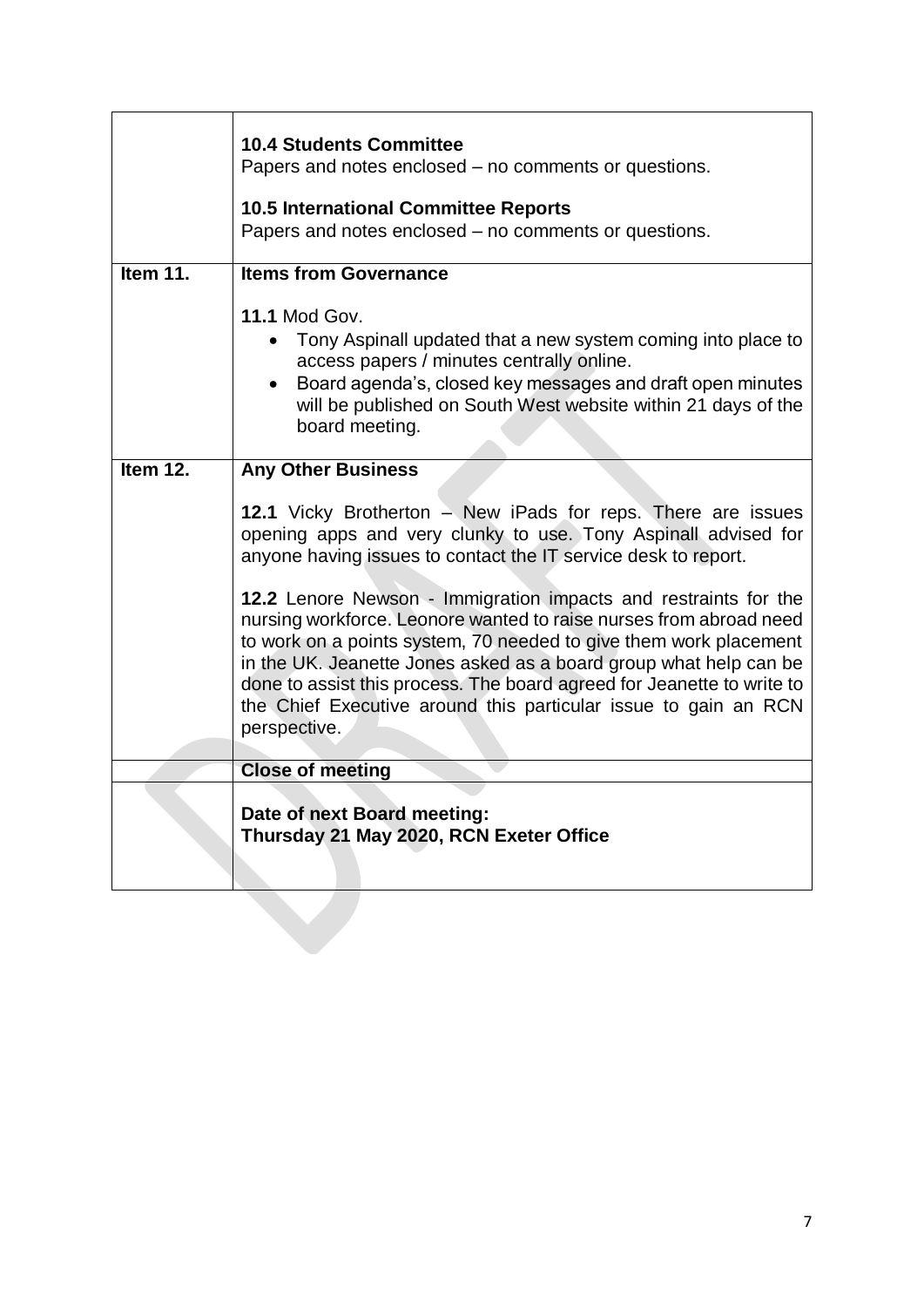| | |
|---|---|
| | **10.4 Students Committee**<br>Papers and notes enclosed – no comments or questions.<br><br>**10.5 International Committee Reports**<br>Papers and notes enclosed – no comments or questions. |
| **Item 11.** | **Items from Governance**<br><br>**11.1** Mod Gov.<br>• Tony Aspinall updated that a new system coming into place to access papers / minutes centrally online.<br>• Board agenda's, closed key messages and draft open minutes will be published on South West website within 21 days of the board meeting. |
| **Item 12.** | **Any Other Business**<br><br>**12.1** Vicky Brotherton – New iPads for reps. There are issues opening apps and very clunky to use. Tony Aspinall advised for anyone having issues to contact the IT service desk to report.<br><br>**12.2** Lenore Newson - Immigration impacts and restraints for the nursing workforce. Leonore wanted to raise nurses from abroad need to work on a points system, 70 needed to give them work placement in the UK. Jeanette Jones asked as a board group what help can be done to assist this process. The board agreed for Jeanette to write to the Chief Executive around this particular issue to gain an RCN perspective. |
| | **Close of meeting** |
| | **Date of next Board meeting:**<br>**Thursday 21 May 2020, RCN Exeter Office** |